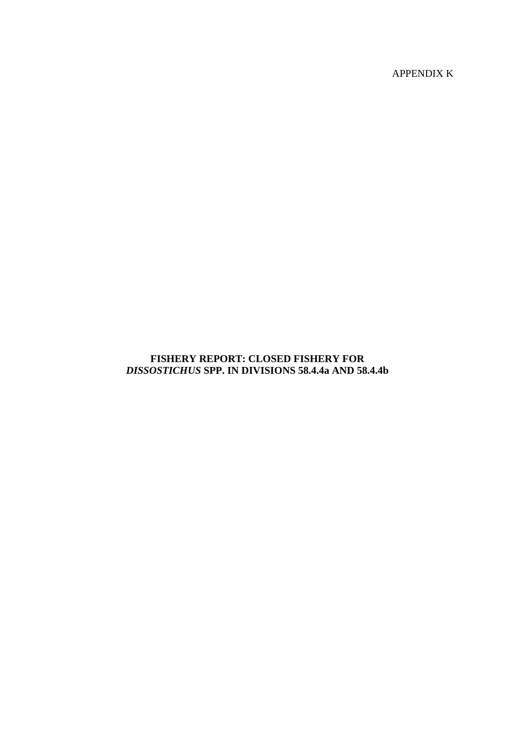APPENDIX K

# FISHERY REPORT: CLOSED FISHERY FOR *DISSOSTICHUS* SPP. IN DIVISIONS 58.4.4a AND 58.4.4b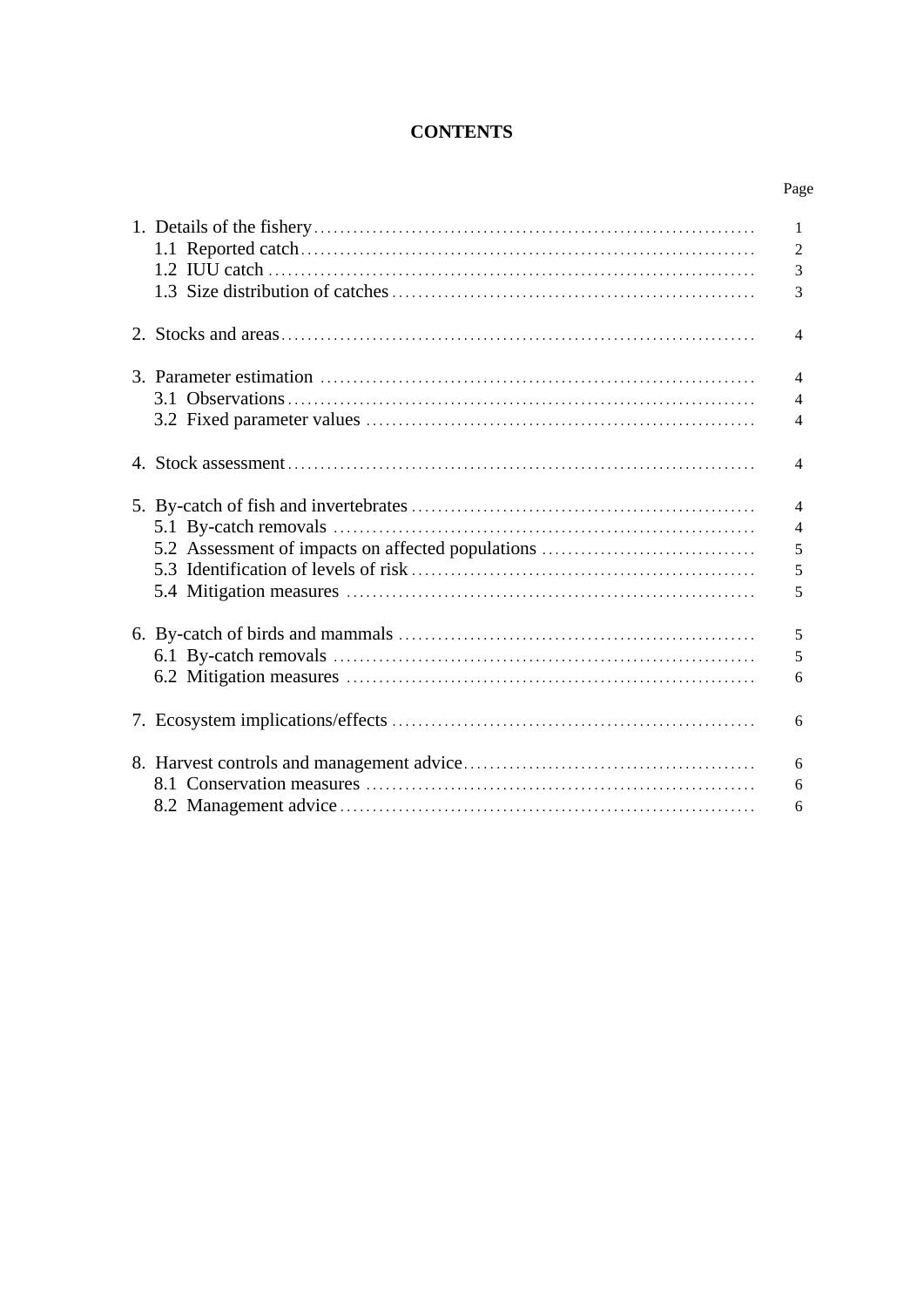**CONTENTS**

| | Page |
|---|---|
| 1. Details of the fishery | 1 |
| 1.1 Reported catch | 2 |
| 1.2 IUU catch | 3 |
| 1.3 Size distribution of catches | 3 |
| 2. Stocks and areas | 4 |
| 3. Parameter estimation | 4 |
| 3.1 Observations | 4 |
| 3.2 Fixed parameter values | 4 |
| 4. Stock assessment | 4 |
| 5. By-catch of fish and invertebrates | 4 |
| 5.1 By-catch removals | 4 |
| 5.2 Assessment of impacts on affected populations | 5 |
| 5.3 Identification of levels of risk | 5 |
| 5.4 Mitigation measures | 5 |
| 6. By-catch of birds and mammals | 5 |
| 6.1 By-catch removals | 5 |
| 6.2 Mitigation measures | 6 |
| 7. Ecosystem implications/effects | 6 |
| 8. Harvest controls and management advice | 6 |
| 8.1 Conservation measures | 6 |
| 8.2 Management advice | 6 |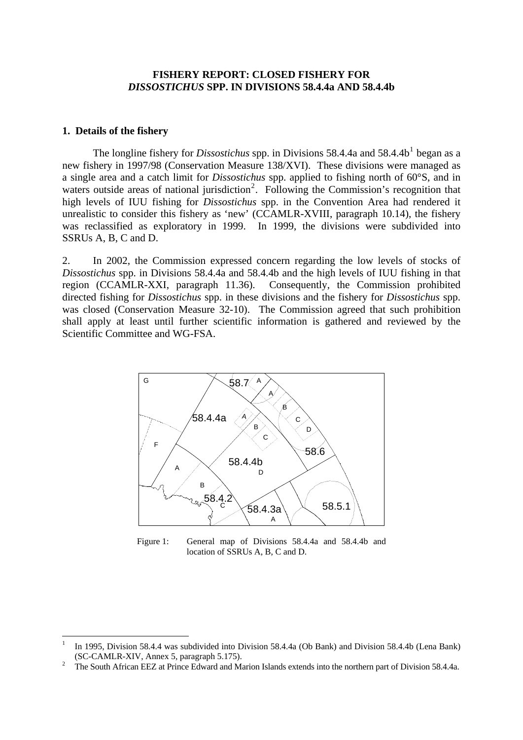**FISHERY REPORT: CLOSED FISHERY FOR *DISSOSTICHUS* SPP. IN DIVISIONS 58.4.4a AND 58.4.4b**

## 1. Details of the fishery

The longline fishery for *Dissostichus* spp. in Divisions 58.4.4a and 58.4.4b[1] began as a new fishery in 1997/98 (Conservation Measure 138/XVI). These divisions were managed as a single area and a catch limit for *Dissostichus* spp. applied to fishing north of 60°S, and in waters outside areas of national jurisdiction[2]. Following the Commission's recognition that high levels of IUU fishing for *Dissostichus* spp. in the Convention Area had rendered it unrealistic to consider this fishery as 'new' (CCAMLR-XVIII, paragraph 10.14), the fishery was reclassified as exploratory in 1999. In 1999, the divisions were subdivided into SSRUs A, B, C and D.

2. In 2002, the Commission expressed concern regarding the low levels of stocks of *Dissostichus* spp. in Divisions 58.4.4a and 58.4.4b and the high levels of IUU fishing in that region (CCAMLR-XXI, paragraph 11.36). Consequently, the Commission prohibited directed fishing for *Dissostichus* spp. in these divisions and the fishery for *Dissostichus* spp. was closed (Conservation Measure 32-10). The Commission agreed that such prohibition shall apply at least until further scientific information is gathered and reviewed by the Scientific Committee and WG-FSA.

Figure 1: General map of Divisions 58.4.4a and 58.4.4b and location of SSRUs A, B, C and D.

---

[1] In 1995, Division 58.4.4 was subdivided into Division 58.4.4a (Ob Bank) and Division 58.4.4b (Lena Bank) (SC-CAMLR-XIV, Annex 5, paragraph 5.175).

[2] The South African EEZ at Prince Edward and Marion Islands extends into the northern part of Division 58.4.4a.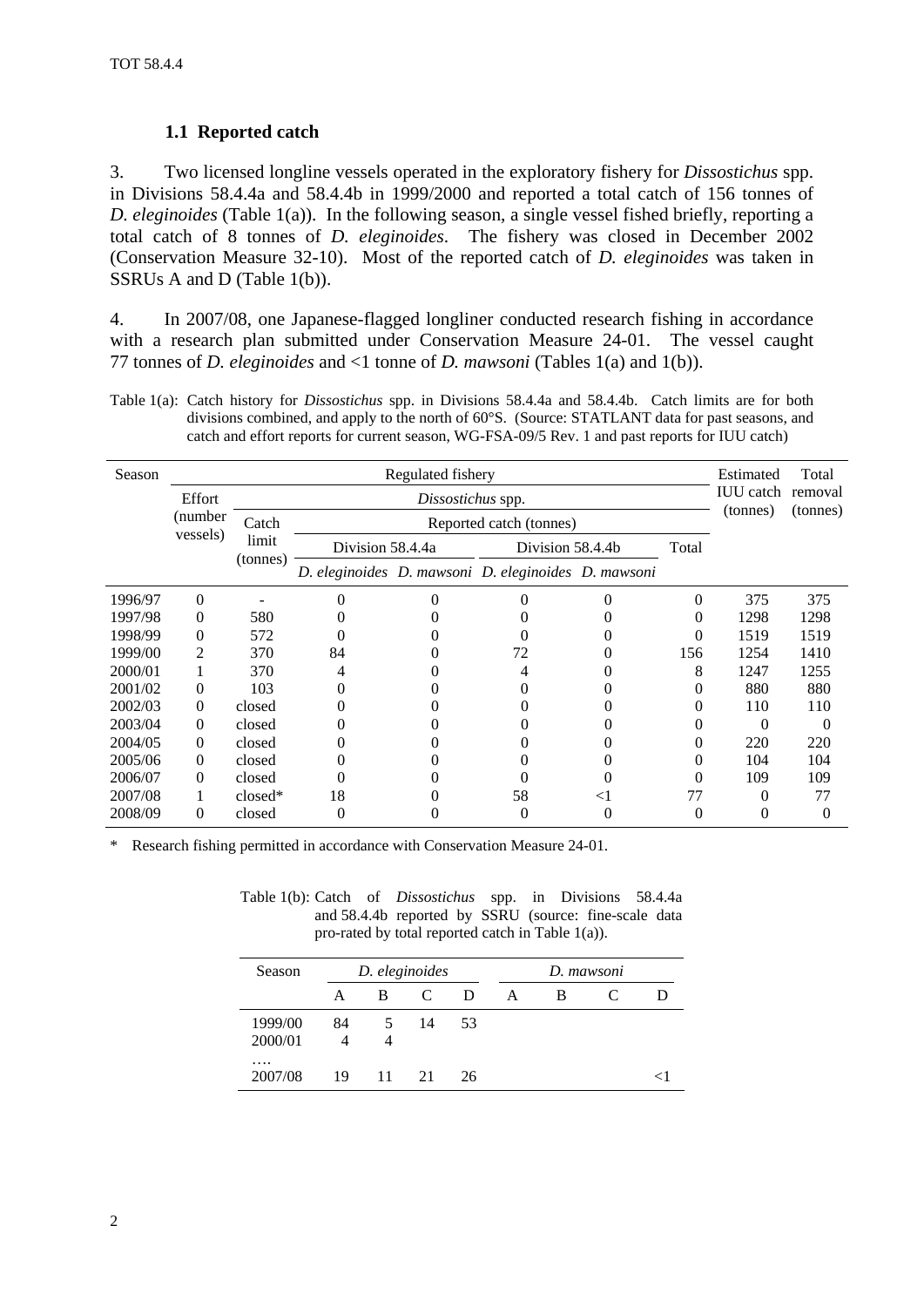### 1.1 Reported catch

3. Two licensed longline vessels operated in the exploratory fishery for *Dissostichus* spp. in Divisions 58.4.4a and 58.4.4b in 1999/2000 and reported a total catch of 156 tonnes of *D. eleginoides* (Table 1(a)). In the following season, a single vessel fished briefly, reporting a total catch of 8 tonnes of *D. eleginoides*. The fishery was closed in December 2002 (Conservation Measure 32-10). Most of the reported catch of *D. eleginoides* was taken in SSRUs A and D (Table 1(b)).

4. In 2007/08, one Japanese-flagged longliner conducted research fishing in accordance with a research plan submitted under Conservation Measure 24-01. The vessel caught 77 tonnes of *D. eleginoides* and <1 tonne of *D. mawsoni* (Tables 1(a) and 1(b)).

Table 1(a): Catch history for *Dissostichus* spp. in Divisions 58.4.4a and 58.4.4b. Catch limits are for both divisions combined, and apply to the north of 60°S. (Source: STATLANT data for past seasons, and catch and effort reports for current season, WG-FSA-09/5 Rev. 1 and past reports for IUU catch)

| Season | Regulated fishery | | | | | | | Estimated IUU catch (tonnes) | Total removal (tonnes) |
|---|---|---|---|---|---|---|---|---|---|
| | Effort (number vessels) | *Dissostichus* spp. | | | | | | | |
| | | Catch limit (tonnes) | Reported catch (tonnes) | | | | | | |
| | | | Division 58.4.4a | | Division 58.4.4b | | Total | | |
| | | | *D. eleginoides* | *D. mawsoni* | *D. eleginoides* | *D. mawsoni* | | | |
| 1996/97 | 0 | - | 0 | 0 | 0 | 0 | 0 | 375 | 375 |
| 1997/98 | 0 | 580 | 0 | 0 | 0 | 0 | 0 | 1298 | 1298 |
| 1998/99 | 0 | 572 | 0 | 0 | 0 | 0 | 0 | 1519 | 1519 |
| 1999/00 | 2 | 370 | 84 | 0 | 72 | 0 | 156 | 1254 | 1410 |
| 2000/01 | 1 | 370 | 4 | 0 | 4 | 0 | 8 | 1247 | 1255 |
| 2001/02 | 0 | 103 | 0 | 0 | 0 | 0 | 0 | 880 | 880 |
| 2002/03 | 0 | closed | 0 | 0 | 0 | 0 | 0 | 110 | 110 |
| 2003/04 | 0 | closed | 0 | 0 | 0 | 0 | 0 | 0 | 0 |
| 2004/05 | 0 | closed | 0 | 0 | 0 | 0 | 0 | 220 | 220 |
| 2005/06 | 0 | closed | 0 | 0 | 0 | 0 | 0 | 104 | 104 |
| 2006/07 | 0 | closed | 0 | 0 | 0 | 0 | 0 | 109 | 109 |
| 2007/08 | 1 | closed* | 18 | 0 | 58 | <1 | 77 | 0 | 77 |
| 2008/09 | 0 | closed | 0 | 0 | 0 | 0 | 0 | 0 | 0 |

\* Research fishing permitted in accordance with Conservation Measure 24-01.

Table 1(b): Catch of *Dissostichus* spp. in Divisions 58.4.4a and 58.4.4b reported by SSRU (source: fine-scale data pro-rated by total reported catch in Table 1(a)).

| Season | *D. eleginoides* | | | | *D. mawsoni* | | | |
|---|---|---|---|---|---|---|---|---|
| | A | B | C | D | A | B | C | D |
| 1999/00 | 84 | 5 | 14 | 53 | | | | |
| 2000/01 | 4 | 4 | | | | | | |
| …. | | | | | | | | |
| 2007/08 | 19 | 11 | 21 | 26 | | | | <1 |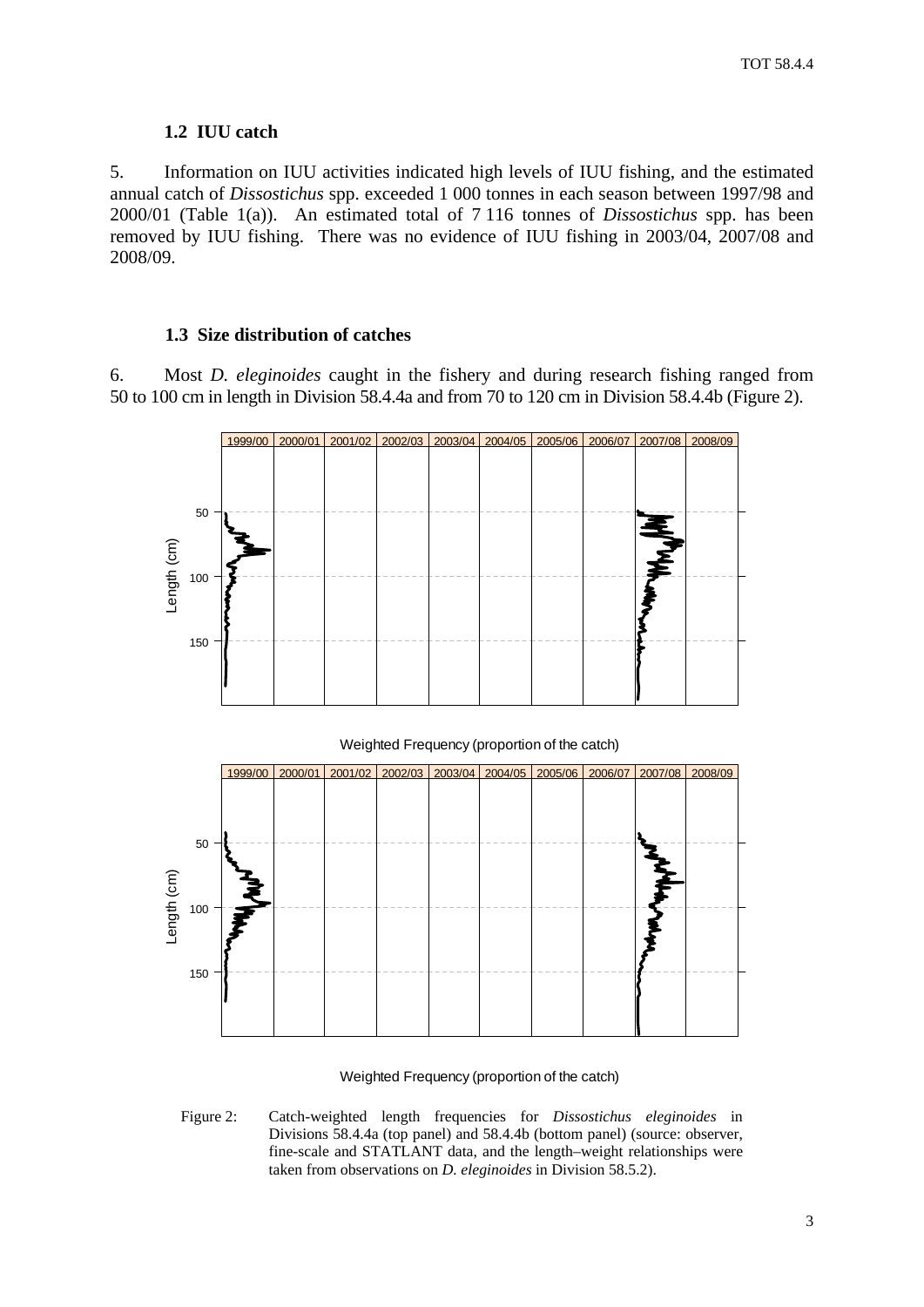### 1.2 IUU catch

5. Information on IUU activities indicated high levels of IUU fishing, and the estimated annual catch of *Dissostichus* spp. exceeded 1 000 tonnes in each season between 1997/98 and 2000/01 (Table 1(a)). An estimated total of 7 116 tonnes of *Dissostichus* spp. has been removed by IUU fishing. There was no evidence of IUU fishing in 2003/04, 2007/08 and 2008/09.

### 1.3 Size distribution of catches

6. Most *D. eleginoides* caught in the fishery and during research fishing ranged from 50 to 100 cm in length in Division 58.4.4a and from 70 to 120 cm in Division 58.4.4b (Figure 2).

Figure 2: Catch-weighted length frequencies for *Dissostichus eleginoides* in Divisions 58.4.4a (top panel) and 58.4.4b (bottom panel) (source: observer, fine-scale and STATLANT data, and the length–weight relationships were taken from observations on *D. eleginoides* in Division 58.5.2).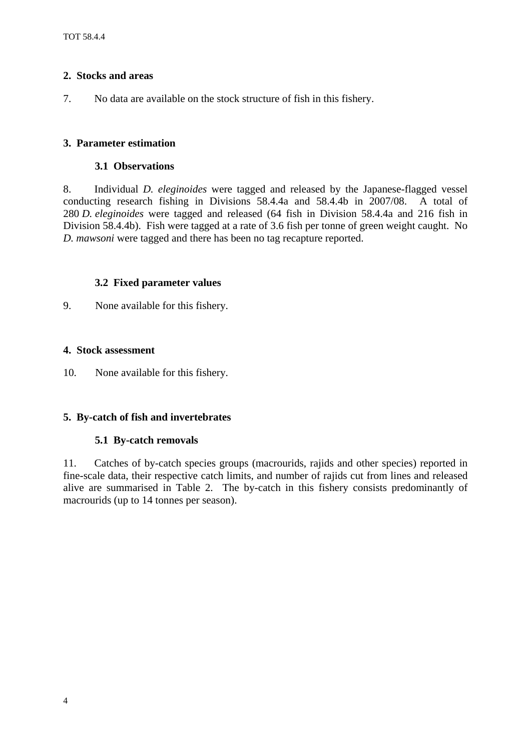## 2. Stocks and areas

7. No data are available on the stock structure of fish in this fishery.

## 3. Parameter estimation

### 3.1 Observations

8. Individual *D. eleginoides* were tagged and released by the Japanese-flagged vessel conducting research fishing in Divisions 58.4.4a and 58.4.4b in 2007/08. A total of 280 *D. eleginoides* were tagged and released (64 fish in Division 58.4.4a and 216 fish in Division 58.4.4b). Fish were tagged at a rate of 3.6 fish per tonne of green weight caught. No *D. mawsoni* were tagged and there has been no tag recapture reported.

### 3.2 Fixed parameter values

9. None available for this fishery.

## 4. Stock assessment

10. None available for this fishery.

## 5. By-catch of fish and invertebrates

### 5.1 By-catch removals

11. Catches of by-catch species groups (macrourids, rajids and other species) reported in fine-scale data, their respective catch limits, and number of rajids cut from lines and released alive are summarised in Table 2. The by-catch in this fishery consists predominantly of macrourids (up to 14 tonnes per season).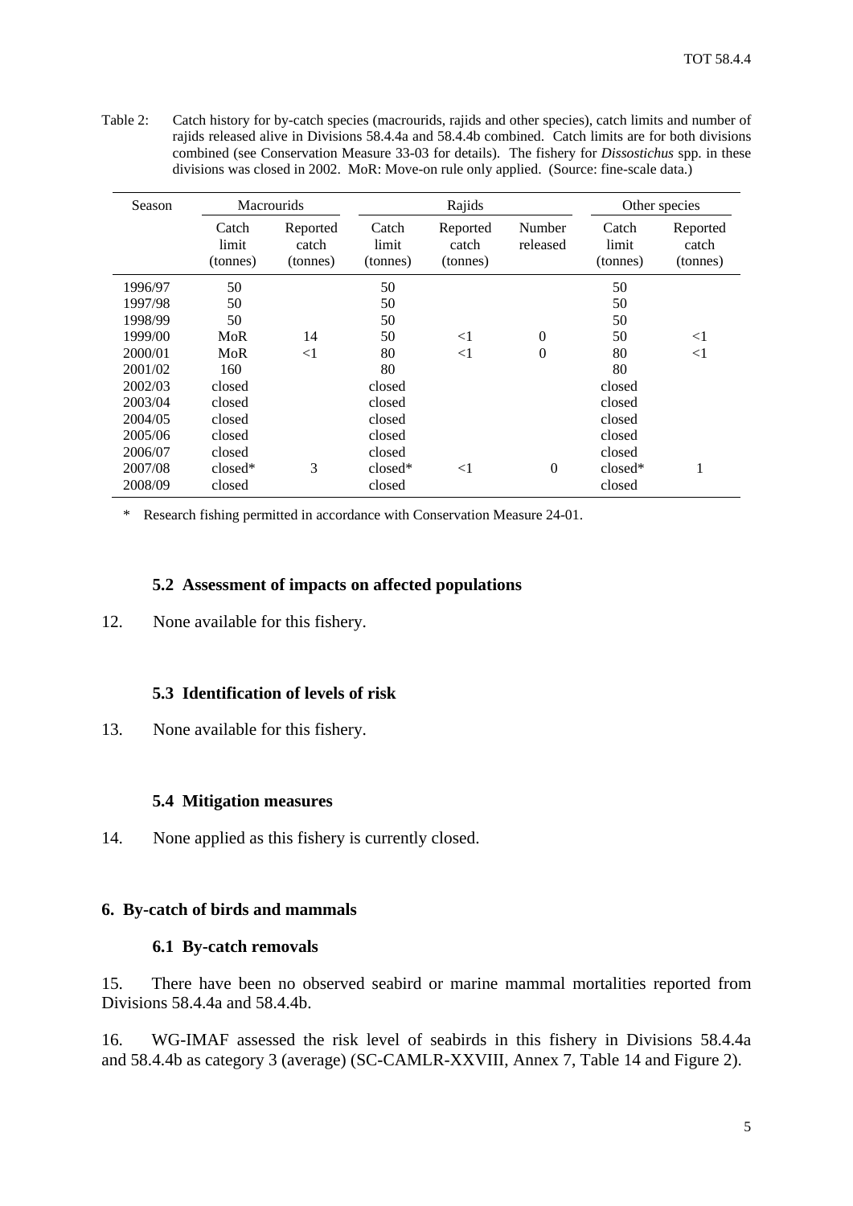Table 2: Catch history for by-catch species (macrourids, rajids and other species), catch limits and number of rajids released alive in Divisions 58.4.4a and 58.4.4b combined. Catch limits are for both divisions combined (see Conservation Measure 33-03 for details). The fishery for *Dissostichus* spp. in these divisions was closed in 2002. MoR: Move-on rule only applied. (Source: fine-scale data.)

| Season | Macrourids | | Rajids | | | Other species | |
|---|---|---|---|---|---|---|---|
| | Catch limit (tonnes) | Reported catch (tonnes) | Catch limit (tonnes) | Reported catch (tonnes) | Number released | Catch limit (tonnes) | Reported catch (tonnes) |
| 1996/97 | 50 | | 50 | | | 50 | |
| 1997/98 | 50 | | 50 | | | 50 | |
| 1998/99 | 50 | | 50 | | | 50 | |
| 1999/00 | MoR | 14 | 50 | <1 | 0 | 50 | <1 |
| 2000/01 | MoR | <1 | 80 | <1 | 0 | 80 | <1 |
| 2001/02 | 160 | | 80 | | | 80 | |
| 2002/03 | closed | | closed | | | closed | |
| 2003/04 | closed | | closed | | | closed | |
| 2004/05 | closed | | closed | | | closed | |
| 2005/06 | closed | | closed | | | closed | |
| 2006/07 | closed | | closed | | | closed | |
| 2007/08 | closed* | 3 | closed* | <1 | 0 | closed* | 1 |
| 2008/09 | closed | | closed | | | closed | |

\* Research fishing permitted in accordance with Conservation Measure 24-01.

### 5.2 Assessment of impacts on affected populations

12. None available for this fishery.

### 5.3 Identification of levels of risk

13. None available for this fishery.

### 5.4 Mitigation measures

14. None applied as this fishery is currently closed.

## 6. By-catch of birds and mammals

### 6.1 By-catch removals

15. There have been no observed seabird or marine mammal mortalities reported from Divisions 58.4.4a and 58.4.4b.

16. WG-IMAF assessed the risk level of seabirds in this fishery in Divisions 58.4.4a and 58.4.4b as category 3 (average) (SC-CAMLR-XXVIII, Annex 7, Table 14 and Figure 2).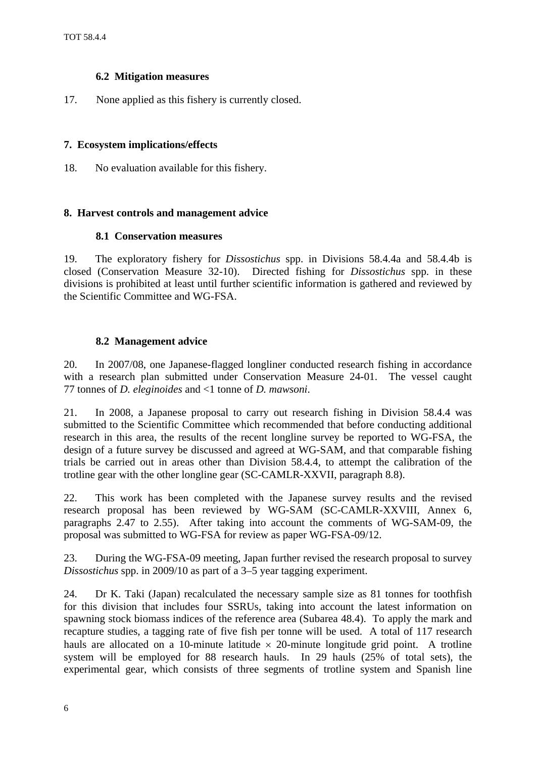### 6.2 Mitigation measures

17. None applied as this fishery is currently closed.

## 7. Ecosystem implications/effects

18. No evaluation available for this fishery.

## 8. Harvest controls and management advice

### 8.1 Conservation measures

19. The exploratory fishery for *Dissostichus* spp. in Divisions 58.4.4a and 58.4.4b is closed (Conservation Measure 32-10). Directed fishing for *Dissostichus* spp. in these divisions is prohibited at least until further scientific information is gathered and reviewed by the Scientific Committee and WG-FSA.

### 8.2 Management advice

20. In 2007/08, one Japanese-flagged longliner conducted research fishing in accordance with a research plan submitted under Conservation Measure 24-01. The vessel caught 77 tonnes of *D. eleginoides* and <1 tonne of *D. mawsoni*.

21. In 2008, a Japanese proposal to carry out research fishing in Division 58.4.4 was submitted to the Scientific Committee which recommended that before conducting additional research in this area, the results of the recent longline survey be reported to WG-FSA, the design of a future survey be discussed and agreed at WG-SAM, and that comparable fishing trials be carried out in areas other than Division 58.4.4, to attempt the calibration of the trotline gear with the other longline gear (SC-CAMLR-XXVII, paragraph 8.8).

22. This work has been completed with the Japanese survey results and the revised research proposal has been reviewed by WG-SAM (SC-CAMLR-XXVIII, Annex 6, paragraphs 2.47 to 2.55). After taking into account the comments of WG-SAM-09, the proposal was submitted to WG-FSA for review as paper WG-FSA-09/12.

23. During the WG-FSA-09 meeting, Japan further revised the research proposal to survey *Dissostichus* spp. in 2009/10 as part of a 3–5 year tagging experiment.

24. Dr K. Taki (Japan) recalculated the necessary sample size as 81 tonnes for toothfish for this division that includes four SSRUs, taking into account the latest information on spawning stock biomass indices of the reference area (Subarea 48.4). To apply the mark and recapture studies, a tagging rate of five fish per tonne will be used. A total of 117 research hauls are allocated on a 10-minute latitude $\times$ 20-minute longitude grid point. A trotline system will be employed for 88 research hauls. In 29 hauls (25% of total sets), the experimental gear, which consists of three segments of trotline system and Spanish line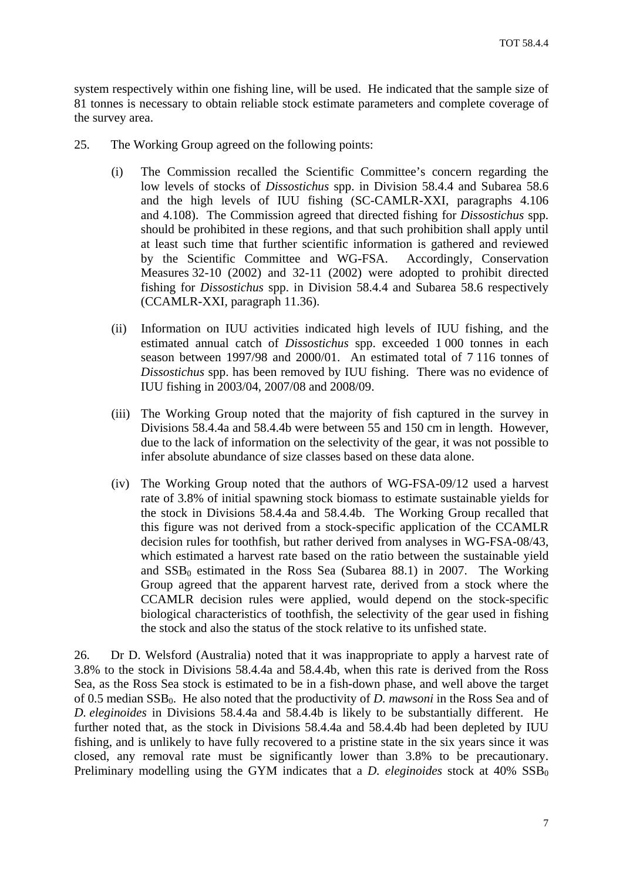system respectively within one fishing line, will be used. He indicated that the sample size of 81 tonnes is necessary to obtain reliable stock estimate parameters and complete coverage of the survey area.

25. The Working Group agreed on the following points:

(i) The Commission recalled the Scientific Committee's concern regarding the low levels of stocks of *Dissostichus* spp. in Division 58.4.4 and Subarea 58.6 and the high levels of IUU fishing (SC-CAMLR-XXI, paragraphs 4.106 and 4.108). The Commission agreed that directed fishing for *Dissostichus* spp. should be prohibited in these regions, and that such prohibition shall apply until at least such time that further scientific information is gathered and reviewed by the Scientific Committee and WG-FSA. Accordingly, Conservation Measures 32-10 (2002) and 32-11 (2002) were adopted to prohibit directed fishing for *Dissostichus* spp. in Division 58.4.4 and Subarea 58.6 respectively (CCAMLR-XXI, paragraph 11.36).

(ii) Information on IUU activities indicated high levels of IUU fishing, and the estimated annual catch of *Dissostichus* spp. exceeded 1 000 tonnes in each season between 1997/98 and 2000/01. An estimated total of 7 116 tonnes of *Dissostichus* spp. has been removed by IUU fishing. There was no evidence of IUU fishing in 2003/04, 2007/08 and 2008/09.

(iii) The Working Group noted that the majority of fish captured in the survey in Divisions 58.4.4a and 58.4.4b were between 55 and 150 cm in length. However, due to the lack of information on the selectivity of the gear, it was not possible to infer absolute abundance of size classes based on these data alone.

(iv) The Working Group noted that the authors of WG-FSA-09/12 used a harvest rate of 3.8% of initial spawning stock biomass to estimate sustainable yields for the stock in Divisions 58.4.4a and 58.4.4b. The Working Group recalled that this figure was not derived from a stock-specific application of the CCAMLR decision rules for toothfish, but rather derived from analyses in WG-FSA-08/43, which estimated a harvest rate based on the ratio between the sustainable yield and $SSB_0$ estimated in the Ross Sea (Subarea 88.1) in 2007. The Working Group agreed that the apparent harvest rate, derived from a stock where the CCAMLR decision rules were applied, would depend on the stock-specific biological characteristics of toothfish, the selectivity of the gear used in fishing the stock and also the status of the stock relative to its unfished state.

26. Dr D. Welsford (Australia) noted that it was inappropriate to apply a harvest rate of 3.8% to the stock in Divisions 58.4.4a and 58.4.4b, when this rate is derived from the Ross Sea, as the Ross Sea stock is estimated to be in a fish-down phase, and well above the target of 0.5 median $SSB_0$. He also noted that the productivity of *D. mawsoni* in the Ross Sea and of *D. eleginoides* in Divisions 58.4.4a and 58.4.4b is likely to be substantially different. He further noted that, as the stock in Divisions 58.4.4a and 58.4.4b had been depleted by IUU fishing, and is unlikely to have fully recovered to a pristine state in the six years since it was closed, any removal rate must be significantly lower than 3.8% to be precautionary. Preliminary modelling using the GYM indicates that a *D. eleginoides* stock at 40% $SSB_0$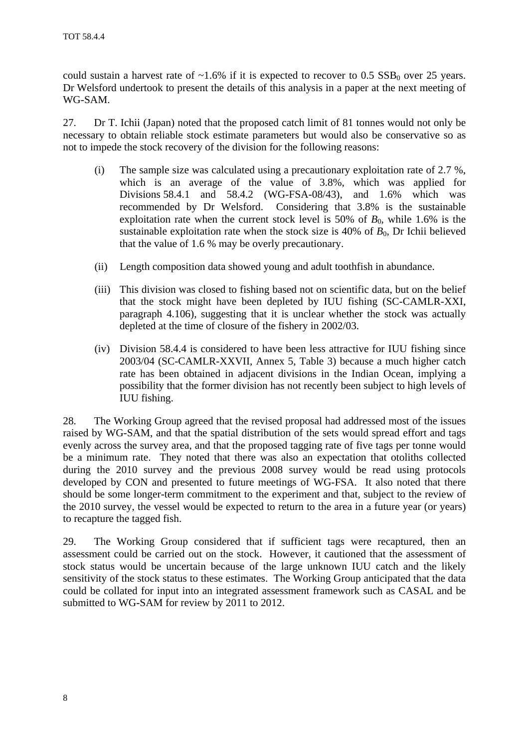could sustain a harvest rate of ~1.6% if it is expected to recover to 0.5 $SSB_0$ over 25 years. Dr Welsford undertook to present the details of this analysis in a paper at the next meeting of WG-SAM.

27. Dr T. Ichii (Japan) noted that the proposed catch limit of 81 tonnes would not only be necessary to obtain reliable stock estimate parameters but would also be conservative so as not to impede the stock recovery of the division for the following reasons:

(i) The sample size was calculated using a precautionary exploitation rate of 2.7 %, which is an average of the value of 3.8%, which was applied for Divisions 58.4.1 and 58.4.2 (WG-FSA-08/43), and 1.6% which was recommended by Dr Welsford. Considering that 3.8% is the sustainable exploitation rate when the current stock level is 50% of $B_0$, while 1.6% is the sustainable exploitation rate when the stock size is 40% of $B_0$, Dr Ichii believed that the value of 1.6 % may be overly precautionary.

(ii) Length composition data showed young and adult toothfish in abundance.

(iii) This division was closed to fishing based not on scientific data, but on the belief that the stock might have been depleted by IUU fishing (SC-CAMLR-XXI, paragraph 4.106), suggesting that it is unclear whether the stock was actually depleted at the time of closure of the fishery in 2002/03.

(iv) Division 58.4.4 is considered to have been less attractive for IUU fishing since 2003/04 (SC-CAMLR-XXVII, Annex 5, Table 3) because a much higher catch rate has been obtained in adjacent divisions in the Indian Ocean, implying a possibility that the former division has not recently been subject to high levels of IUU fishing.

28. The Working Group agreed that the revised proposal had addressed most of the issues raised by WG-SAM, and that the spatial distribution of the sets would spread effort and tags evenly across the survey area, and that the proposed tagging rate of five tags per tonne would be a minimum rate. They noted that there was also an expectation that otoliths collected during the 2010 survey and the previous 2008 survey would be read using protocols developed by CON and presented to future meetings of WG-FSA. It also noted that there should be some longer-term commitment to the experiment and that, subject to the review of the 2010 survey, the vessel would be expected to return to the area in a future year (or years) to recapture the tagged fish.

29. The Working Group considered that if sufficient tags were recaptured, then an assessment could be carried out on the stock. However, it cautioned that the assessment of stock status would be uncertain because of the large unknown IUU catch and the likely sensitivity of the stock status to these estimates. The Working Group anticipated that the data could be collated for input into an integrated assessment framework such as CASAL and be submitted to WG-SAM for review by 2011 to 2012.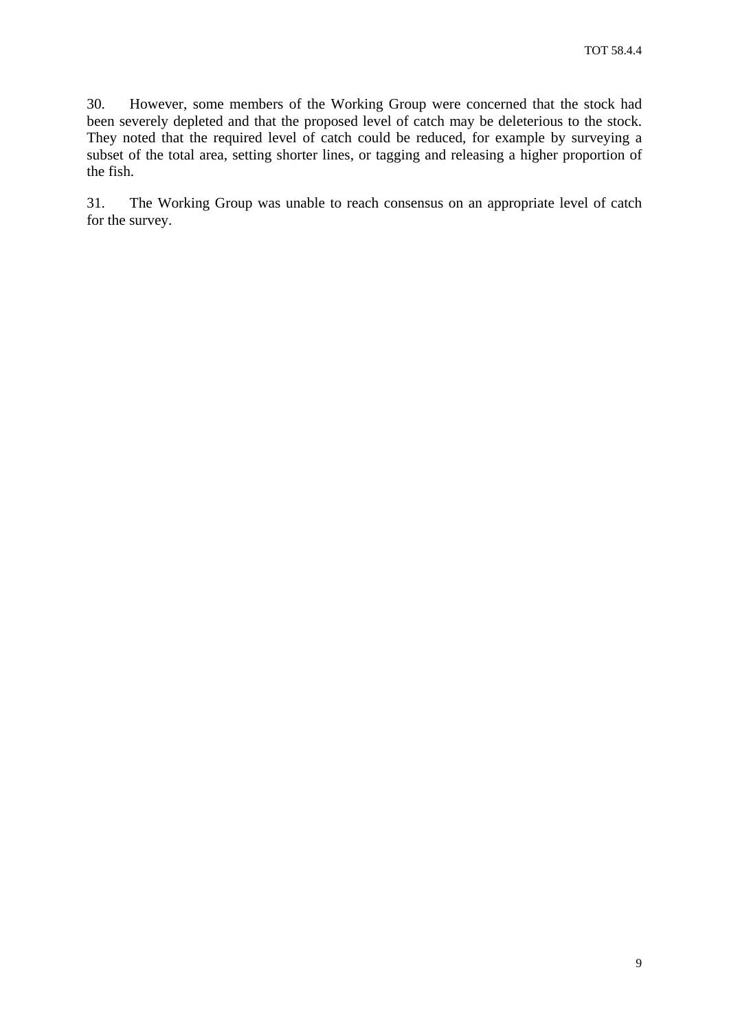30. However, some members of the Working Group were concerned that the stock had been severely depleted and that the proposed level of catch may be deleterious to the stock. They noted that the required level of catch could be reduced, for example by surveying a subset of the total area, setting shorter lines, or tagging and releasing a higher proportion of the fish.

31. The Working Group was unable to reach consensus on an appropriate level of catch for the survey.